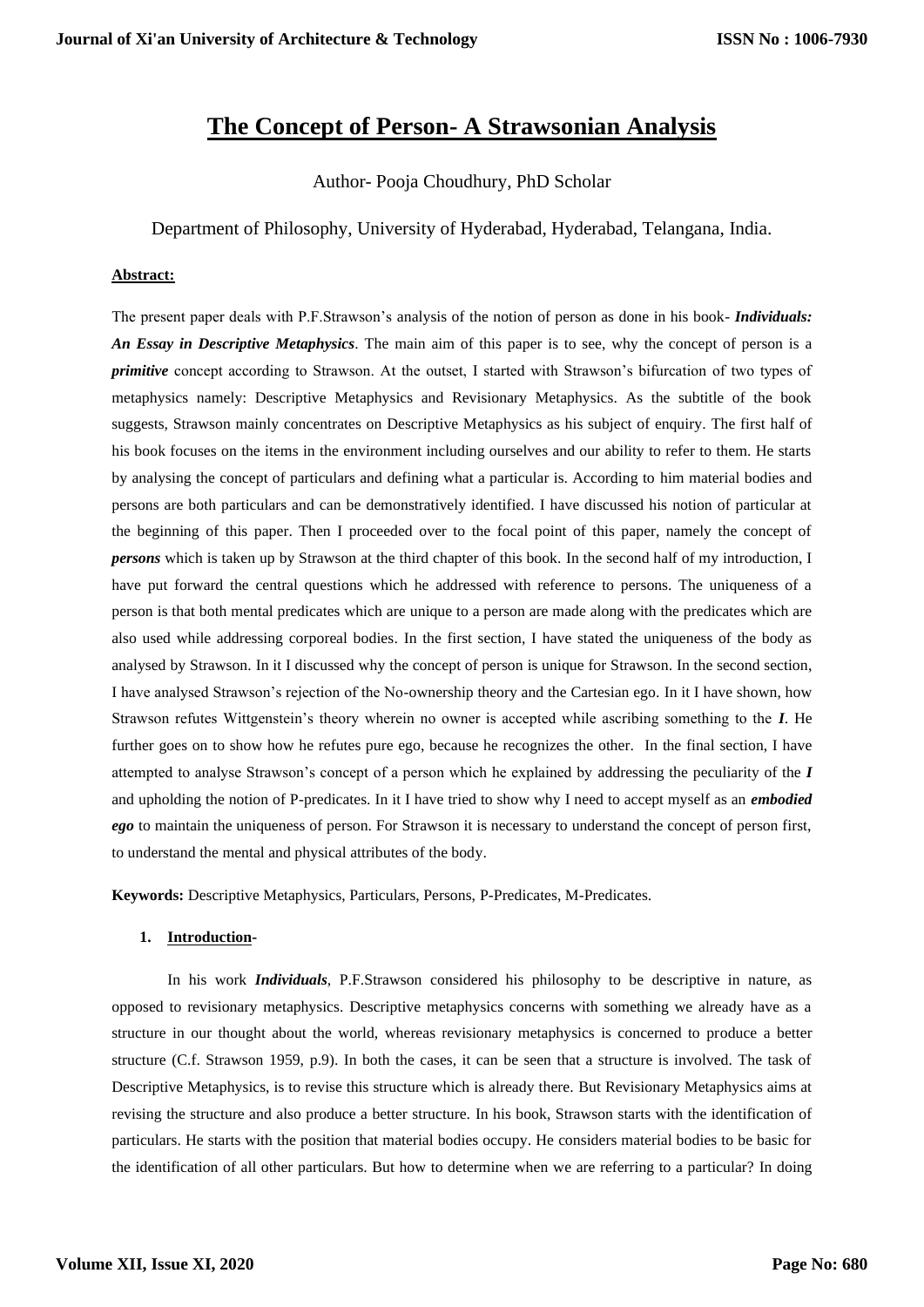# The Concept of Person- A Strawsonian Analysis

Author- Pooja Choudhury, PhD Scholar

Department of Philosophy, University of Hyderabad, Hyderabad, Telangana, India.

**Abstract:**

The present paper deals with P.F.Strawson's analysis of the notion of person as done in his book- ***Individuals: An Essay in Descriptive Metaphysics***. The main aim of this paper is to see, why the concept of person is a ***primitive*** concept according to Strawson. At the outset, I started with Strawson's bifurcation of two types of metaphysics namely: Descriptive Metaphysics and Revisionary Metaphysics. As the subtitle of the book suggests, Strawson mainly concentrates on Descriptive Metaphysics as his subject of enquiry. The first half of his book focuses on the items in the environment including ourselves and our ability to refer to them. He starts by analysing the concept of particulars and defining what a particular is. According to him material bodies and persons are both particulars and can be demonstratively identified. I have discussed his notion of particular at the beginning of this paper. Then I proceeded over to the focal point of this paper, namely the concept of ***persons*** which is taken up by Strawson at the third chapter of this book. In the second half of my introduction, I have put forward the central questions which he addressed with reference to persons. The uniqueness of a person is that both mental predicates which are unique to a person are made along with the predicates which are also used while addressing corporeal bodies. In the first section, I have stated the uniqueness of the body as analysed by Strawson. In it I discussed why the concept of person is unique for Strawson. In the second section, I have analysed Strawson's rejection of the No-ownership theory and the Cartesian ego. In it I have shown, how Strawson refutes Wittgenstein's theory wherein no owner is accepted while ascribing something to the ***I***. He further goes on to show how he refutes pure ego, because he recognizes the other. In the final section, I have attempted to analyse Strawson's concept of a person which he explained by addressing the peculiarity of the ***I*** and upholding the notion of P-predicates. In it I have tried to show why I need to accept myself as an ***embodied ego*** to maintain the uniqueness of person. For Strawson it is necessary to understand the concept of person first, to understand the mental and physical attributes of the body.

**Keywords:** Descriptive Metaphysics, Particulars, Persons, P-Predicates, M-Predicates.

## 1. Introduction-

In his work ***Individuals***, P.F.Strawson considered his philosophy to be descriptive in nature, as opposed to revisionary metaphysics. Descriptive metaphysics concerns with something we already have as a structure in our thought about the world, whereas revisionary metaphysics is concerned to produce a better structure (C.f. Strawson 1959, p.9). In both the cases, it can be seen that a structure is involved. The task of Descriptive Metaphysics, is to revise this structure which is already there. But Revisionary Metaphysics aims at revising the structure and also produce a better structure. In his book, Strawson starts with the identification of particulars. He starts with the position that material bodies occupy. He considers material bodies to be basic for the identification of all other particulars. But how to determine when we are referring to a particular? In doing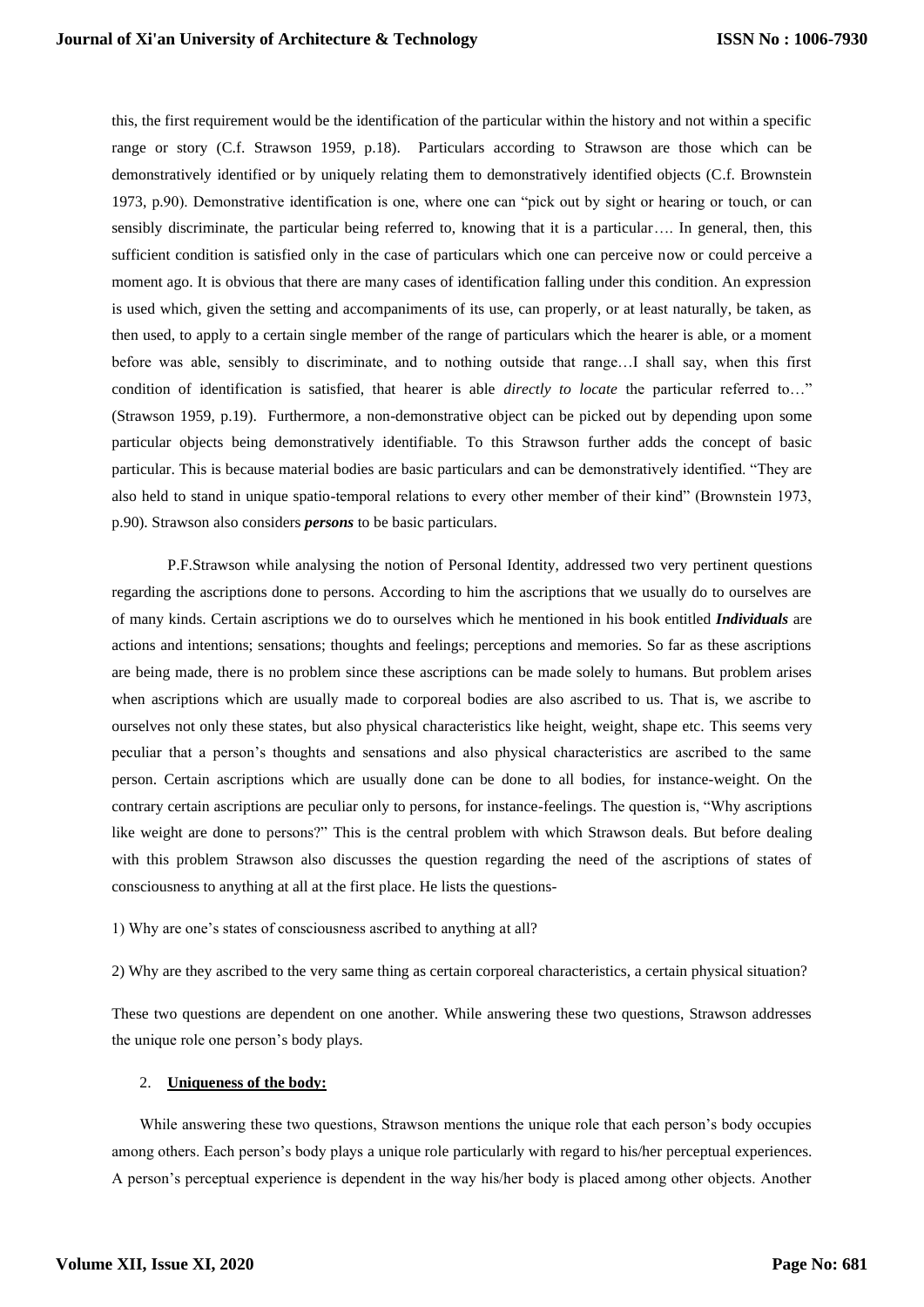this, the first requirement would be the identification of the particular within the history and not within a specific range or story (C.f. Strawson 1959, p.18). Particulars according to Strawson are those which can be demonstratively identified or by uniquely relating them to demonstratively identified objects (C.f. Brownstein 1973, p.90). Demonstrative identification is one, where one can "pick out by sight or hearing or touch, or can sensibly discriminate, the particular being referred to, knowing that it is a particular…. In general, then, this sufficient condition is satisfied only in the case of particulars which one can perceive now or could perceive a moment ago. It is obvious that there are many cases of identification falling under this condition. An expression is used which, given the setting and accompaniments of its use, can properly, or at least naturally, be taken, as then used, to apply to a certain single member of the range of particulars which the hearer is able, or a moment before was able, sensibly to discriminate, and to nothing outside that range…I shall say, when this first condition of identification is satisfied, that hearer is able *directly to locate* the particular referred to…" (Strawson 1959, p.19). Furthermore, a non-demonstrative object can be picked out by depending upon some particular objects being demonstratively identifiable. To this Strawson further adds the concept of basic particular. This is because material bodies are basic particulars and can be demonstratively identified. "They are also held to stand in unique spatio-temporal relations to every other member of their kind" (Brownstein 1973, p.90). Strawson also considers ***persons*** to be basic particulars.

P.F.Strawson while analysing the notion of Personal Identity, addressed two very pertinent questions regarding the ascriptions done to persons. According to him the ascriptions that we usually do to ourselves are of many kinds. Certain ascriptions we do to ourselves which he mentioned in his book entitled ***Individuals*** are actions and intentions; sensations; thoughts and feelings; perceptions and memories. So far as these ascriptions are being made, there is no problem since these ascriptions can be made solely to humans. But problem arises when ascriptions which are usually made to corporeal bodies are also ascribed to us. That is, we ascribe to ourselves not only these states, but also physical characteristics like height, weight, shape etc. This seems very peculiar that a person's thoughts and sensations and also physical characteristics are ascribed to the same person. Certain ascriptions which are usually done can be done to all bodies, for instance-weight. On the contrary certain ascriptions are peculiar only to persons, for instance-feelings. The question is, "Why ascriptions like weight are done to persons?" This is the central problem with which Strawson deals. But before dealing with this problem Strawson also discusses the question regarding the need of the ascriptions of states of consciousness to anything at all at the first place. He lists the questions-

1) Why are one's states of consciousness ascribed to anything at all?

2) Why are they ascribed to the very same thing as certain corporeal characteristics, a certain physical situation?

These two questions are dependent on one another. While answering these two questions, Strawson addresses the unique role one person's body plays.

## 2. Uniqueness of the body:

While answering these two questions, Strawson mentions the unique role that each person's body occupies among others. Each person's body plays a unique role particularly with regard to his/her perceptual experiences. A person's perceptual experience is dependent in the way his/her body is placed among other objects. Another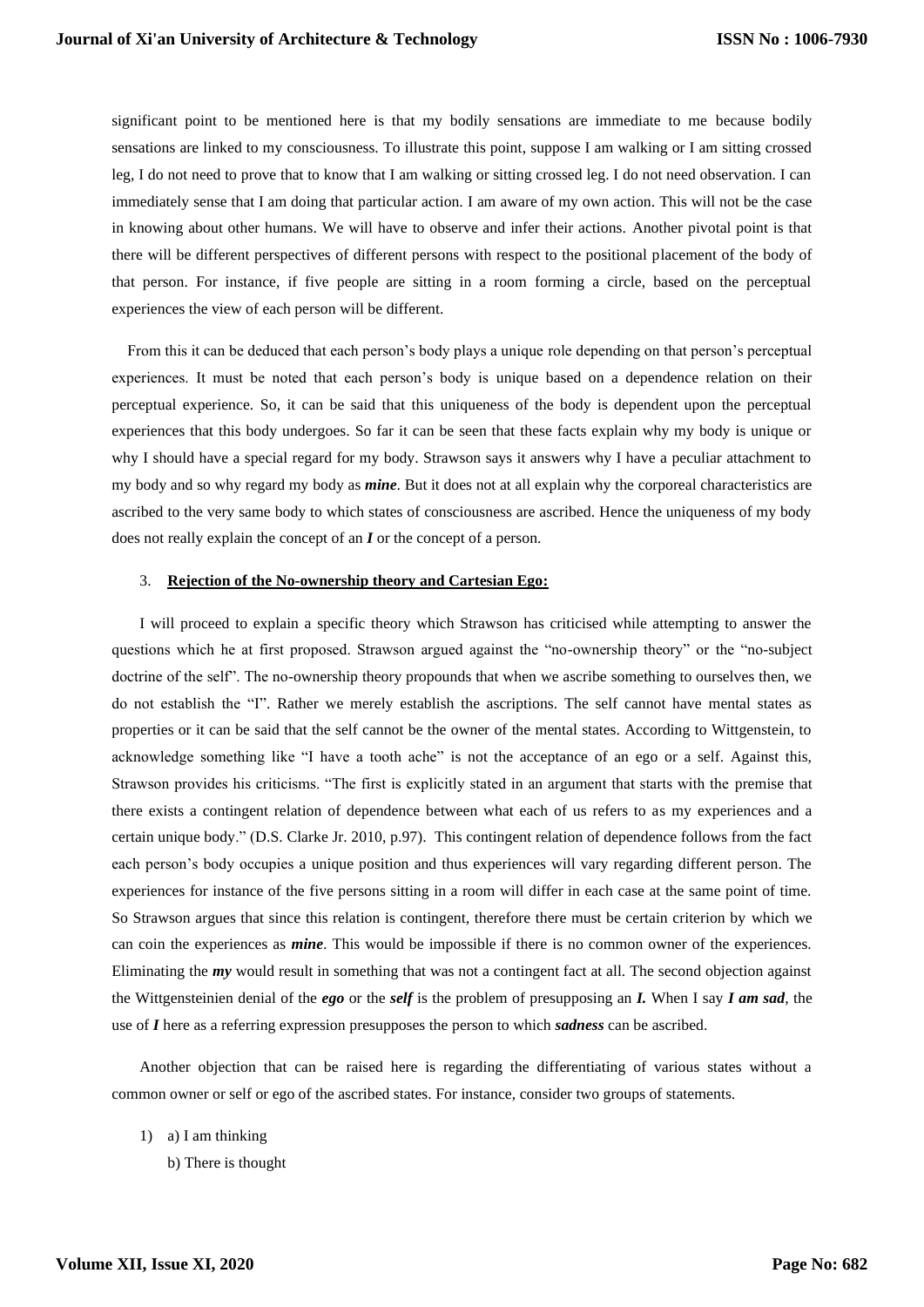significant point to be mentioned here is that my bodily sensations are immediate to me because bodily sensations are linked to my consciousness. To illustrate this point, suppose I am walking or I am sitting crossed leg, I do not need to prove that to know that I am walking or sitting crossed leg. I do not need observation. I can immediately sense that I am doing that particular action. I am aware of my own action. This will not be the case in knowing about other humans. We will have to observe and infer their actions. Another pivotal point is that there will be different perspectives of different persons with respect to the positional placement of the body of that person. For instance, if five people are sitting in a room forming a circle, based on the perceptual experiences the view of each person will be different.

From this it can be deduced that each person's body plays a unique role depending on that person's perceptual experiences. It must be noted that each person's body is unique based on a dependence relation on their perceptual experience. So, it can be said that this uniqueness of the body is dependent upon the perceptual experiences that this body undergoes. So far it can be seen that these facts explain why my body is unique or why I should have a special regard for my body. Strawson says it answers why I have a peculiar attachment to my body and so why regard my body as ***mine***. But it does not at all explain why the corporeal characteristics are ascribed to the very same body to which states of consciousness are ascribed. Hence the uniqueness of my body does not really explain the concept of an ***I*** or the concept of a person.

### 3. **Rejection of the No-ownership theory and Cartesian Ego:**

I will proceed to explain a specific theory which Strawson has criticised while attempting to answer the questions which he at first proposed. Strawson argued against the "no-ownership theory" or the "no-subject doctrine of the self". The no-ownership theory propounds that when we ascribe something to ourselves then, we do not establish the "I". Rather we merely establish the ascriptions. The self cannot have mental states as properties or it can be said that the self cannot be the owner of the mental states. According to Wittgenstein, to acknowledge something like "I have a tooth ache" is not the acceptance of an ego or a self. Against this, Strawson provides his criticisms. "The first is explicitly stated in an argument that starts with the premise that there exists a contingent relation of dependence between what each of us refers to as my experiences and a certain unique body." (D.S. Clarke Jr. 2010, p.97). This contingent relation of dependence follows from the fact each person's body occupies a unique position and thus experiences will vary regarding different person. The experiences for instance of the five persons sitting in a room will differ in each case at the same point of time. So Strawson argues that since this relation is contingent, therefore there must be certain criterion by which we can coin the experiences as ***mine***. This would be impossible if there is no common owner of the experiences. Eliminating the ***my*** would result in something that was not a contingent fact at all. The second objection against the Wittgensteinien denial of the ***ego*** or the ***self*** is the problem of presupposing an ***I.*** When I say ***I am sad***, the use of ***I*** here as a referring expression presupposes the person to which ***sadness*** can be ascribed.

Another objection that can be raised here is regarding the differentiating of various states without a common owner or self or ego of the ascribed states. For instance, consider two groups of statements.

1) a) I am thinking

   b) There is thought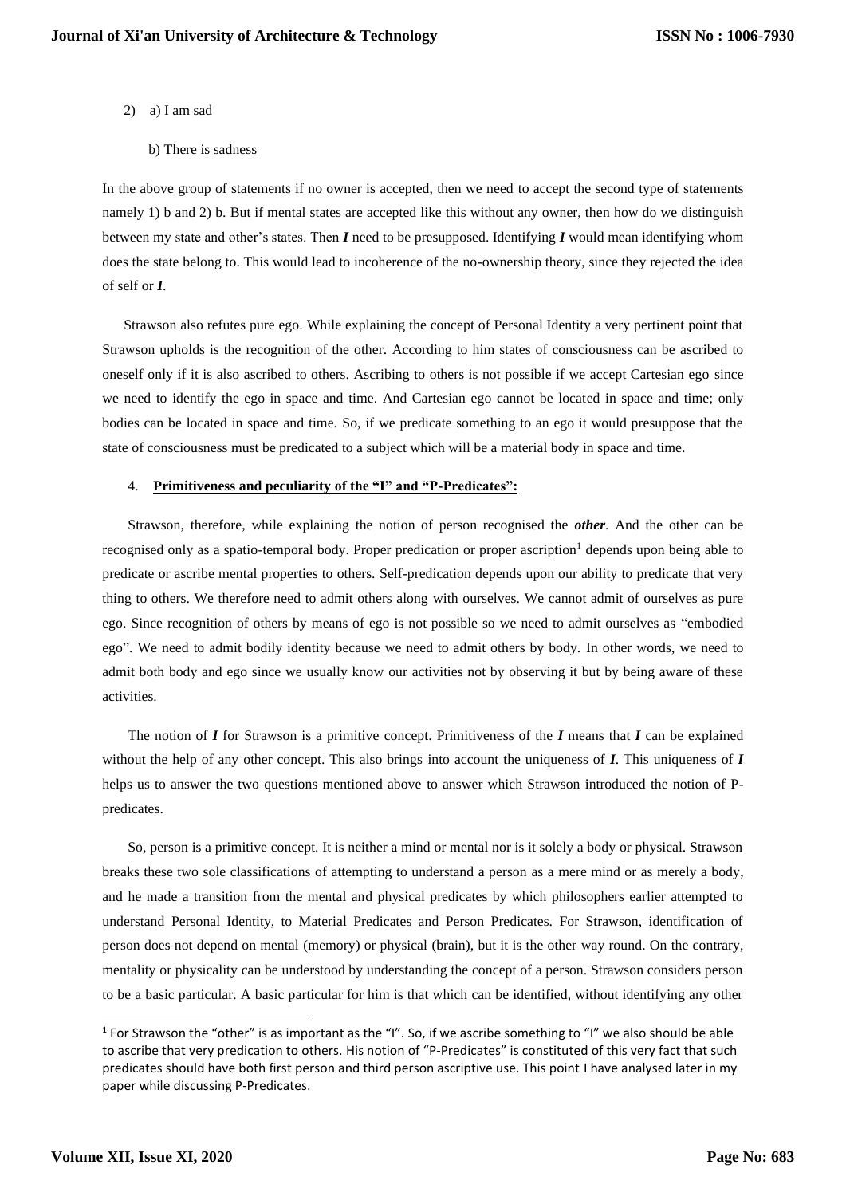2) a) I am sad

   b) There is sadness

In the above group of statements if no owner is accepted, then we need to accept the second type of statements namely 1) b and 2) b. But if mental states are accepted like this without any owner, then how do we distinguish between my state and other's states. Then ***I*** need to be presupposed. Identifying ***I*** would mean identifying whom does the state belong to. This would lead to incoherence of the no-ownership theory, since they rejected the idea of self or ***I***.

Strawson also refutes pure ego. While explaining the concept of Personal Identity a very pertinent point that Strawson upholds is the recognition of the other. According to him states of consciousness can be ascribed to oneself only if it is also ascribed to others. Ascribing to others is not possible if we accept Cartesian ego since we need to identify the ego in space and time. And Cartesian ego cannot be located in space and time; only bodies can be located in space and time. So, if we predicate something to an ego it would presuppose that the state of consciousness must be predicated to a subject which will be a material body in space and time.

## 4. Primitiveness and peculiarity of the "I" and "P-Predicates":

Strawson, therefore, while explaining the notion of person recognised the ***other***. And the other can be recognised only as a spatio-temporal body. Proper predication or proper ascription[1] depends upon being able to predicate or ascribe mental properties to others. Self-predication depends upon our ability to predicate that very thing to others. We therefore need to admit others along with ourselves. We cannot admit of ourselves as pure ego. Since recognition of others by means of ego is not possible so we need to admit ourselves as "embodied ego". We need to admit bodily identity because we need to admit others by body. In other words, we need to admit both body and ego since we usually know our activities not by observing it but by being aware of these activities.

The notion of ***I*** for Strawson is a primitive concept. Primitiveness of the ***I*** means that ***I*** can be explained without the help of any other concept. This also brings into account the uniqueness of ***I***. This uniqueness of ***I*** helps us to answer the two questions mentioned above to answer which Strawson introduced the notion of P-predicates.

So, person is a primitive concept. It is neither a mind or mental nor is it solely a body or physical. Strawson breaks these two sole classifications of attempting to understand a person as a mere mind or as merely a body, and he made a transition from the mental and physical predicates by which philosophers earlier attempted to understand Personal Identity, to Material Predicates and Person Predicates. For Strawson, identification of person does not depend on mental (memory) or physical (brain), but it is the other way round. On the contrary, mentality or physicality can be understood by understanding the concept of a person. Strawson considers person to be a basic particular. A basic particular for him is that which can be identified, without identifying any other

---

[1] For Strawson the "other" is as important as the "I". So, if we ascribe something to "I" we also should be able to ascribe that very predication to others. His notion of "P-Predicates" is constituted of this very fact that such predicates should have both first person and third person ascriptive use. This point I have analysed later in my paper while discussing P-Predicates.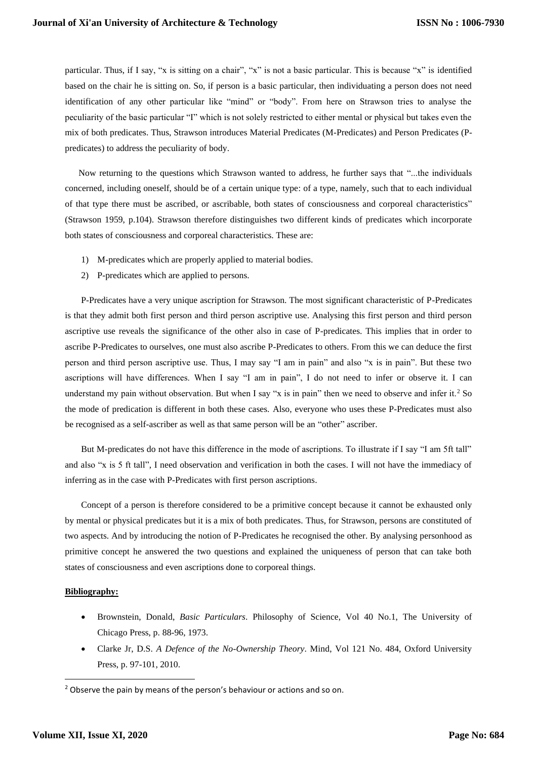particular. Thus, if I say, "x is sitting on a chair", "x" is not a basic particular. This is because "x" is identified based on the chair he is sitting on. So, if person is a basic particular, then individuating a person does not need identification of any other particular like "mind" or "body". From here on Strawson tries to analyse the peculiarity of the basic particular "I" which is not solely restricted to either mental or physical but takes even the mix of both predicates. Thus, Strawson introduces Material Predicates (M-Predicates) and Person Predicates (P-predicates) to address the peculiarity of body.

Now returning to the questions which Strawson wanted to address, he further says that "...the individuals concerned, including oneself, should be of a certain unique type: of a type, namely, such that to each individual of that type there must be ascribed, or ascribable, both states of consciousness and corporeal characteristics" (Strawson 1959, p.104). Strawson therefore distinguishes two different kinds of predicates which incorporate both states of consciousness and corporeal characteristics. These are:

1) M-predicates which are properly applied to material bodies.
2) P-predicates which are applied to persons.

P-Predicates have a very unique ascription for Strawson. The most significant characteristic of P-Predicates is that they admit both first person and third person ascriptive use. Analysing this first person and third person ascriptive use reveals the significance of the other also in case of P-predicates. This implies that in order to ascribe P-Predicates to ourselves, one must also ascribe P-Predicates to others. From this we can deduce the first person and third person ascriptive use. Thus, I may say "I am in pain" and also "x is in pain". But these two ascriptions will have differences. When I say "I am in pain", I do not need to infer or observe it. I can understand my pain without observation. But when I say "x is in pain" then we need to observe and infer it.[2] So the mode of predication is different in both these cases. Also, everyone who uses these P-Predicates must also be recognised as a self-ascriber as well as that same person will be an "other" ascriber.

But M-predicates do not have this difference in the mode of ascriptions. To illustrate if I say "I am 5ft tall" and also "x is 5 ft tall", I need observation and verification in both the cases. I will not have the immediacy of inferring as in the case with P-Predicates with first person ascriptions.

Concept of a person is therefore considered to be a primitive concept because it cannot be exhausted only by mental or physical predicates but it is a mix of both predicates. Thus, for Strawson, persons are constituted of two aspects. And by introducing the notion of P-Predicates he recognised the other. By analysing personhood as primitive concept he answered the two questions and explained the uniqueness of person that can take both states of consciousness and even ascriptions done to corporeal things.

**Bibliography:**

- Brownstein, Donald, *Basic Particulars*. Philosophy of Science, Vol 40 No.1, The University of Chicago Press, p. 88-96, 1973.
- Clarke Jr, D.S. *A Defence of the No-Ownership Theory*. Mind, Vol 121 No. 484, Oxford University Press, p. 97-101, 2010.

[2] Observe the pain by means of the person's behaviour or actions and so on.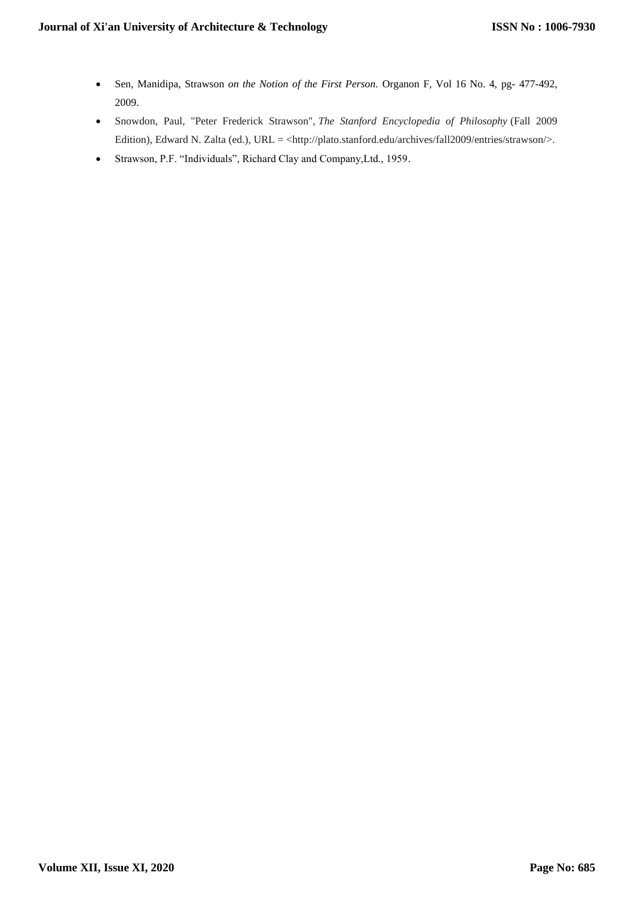- Sen, Manidipa, Strawson *on the Notion of the First Person.* Organon F, Vol 16 No. 4, pg- 477-492, 2009.
- Snowdon, Paul, "Peter Frederick Strawson", *The Stanford Encyclopedia of Philosophy* (Fall 2009 Edition), Edward N. Zalta (ed.), URL = <http://plato.stanford.edu/archives/fall2009/entries/strawson/>.
- Strawson, P.F. "Individuals", Richard Clay and Company,Ltd., 1959.